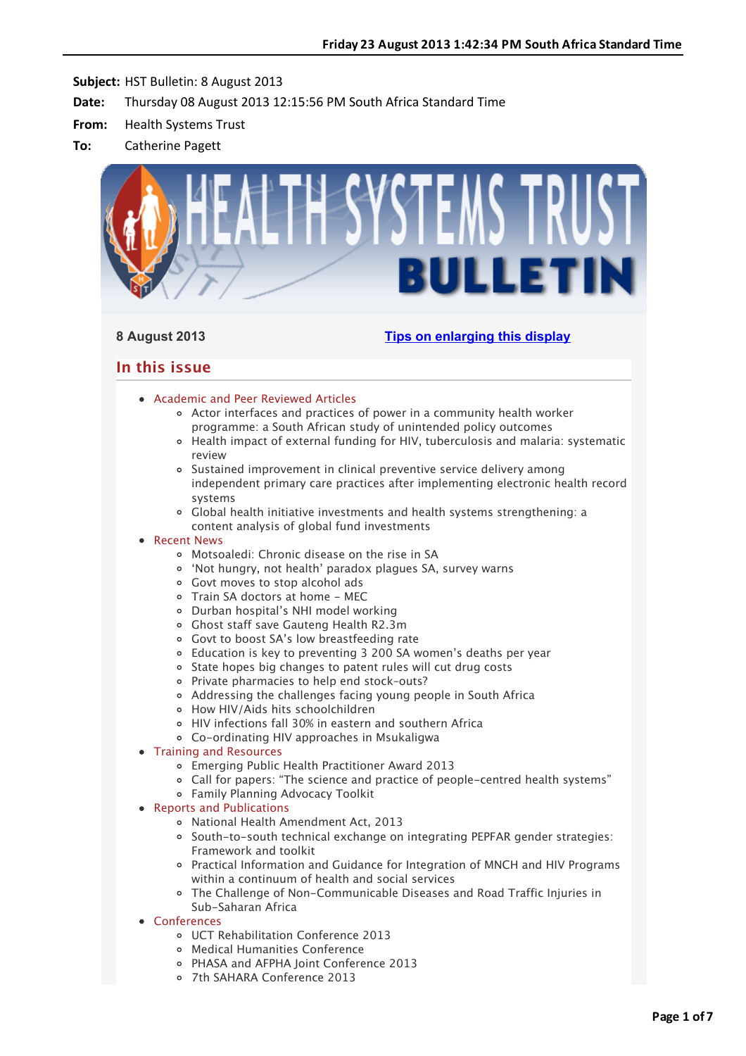**Subject:** HST Bulletin: 8 August 2013

**Date:** Thursday 08 August 2013 12:15:56 PM South Africa Standard Time

**From:** Health Systems Trust

**To:** Catherine Pagett

# HEALTH SYSTEMS TRUST BULLETIN

8 August 2013

[Tips on enlarging this display]

## In this issue

- Academic and Peer Reviewed Articles
  - Actor interfaces and practices of power in a community health worker programme: a South African study of unintended policy outcomes
  - Health impact of external funding for HIV, tuberculosis and malaria: systematic review
  - Sustained improvement in clinical preventive service delivery among independent primary care practices after implementing electronic health record systems
  - Global health initiative investments and health systems strengthening: a content analysis of global fund investments
- Recent News
  - Motsoaledi: Chronic disease on the rise in SA
  - 'Not hungry, not health' paradox plagues SA, survey warns
  - Govt moves to stop alcohol ads
  - Train SA doctors at home – MEC
  - Durban hospital's NHI model working
  - Ghost staff save Gauteng Health R2.3m
  - Govt to boost SA's low breastfeeding rate
  - Education is key to preventing 3 200 SA women's deaths per year
  - State hopes big changes to patent rules will cut drug costs
  - Private pharmacies to help end stock-outs?
  - Addressing the challenges facing young people in South Africa
  - How HIV/Aids hits schoolchildren
  - HIV infections fall 30% in eastern and southern Africa
  - Co-ordinating HIV approaches in Msukaligwa
- Training and Resources
  - Emerging Public Health Practitioner Award 2013
  - Call for papers: "The science and practice of people-centred health systems"
  - Family Planning Advocacy Toolkit
- Reports and Publications
  - National Health Amendment Act, 2013
  - South-to-south technical exchange on integrating PEPFAR gender strategies: Framework and toolkit
  - Practical Information and Guidance for Integration of MNCH and HIV Programs within a continuum of health and social services
  - The Challenge of Non-Communicable Diseases and Road Traffic Injuries in Sub-Saharan Africa
- Conferences
  - UCT Rehabilitation Conference 2013
  - Medical Humanities Conference
  - PHASA and AFPHA Joint Conference 2013
  - 7th SAHARA Conference 2013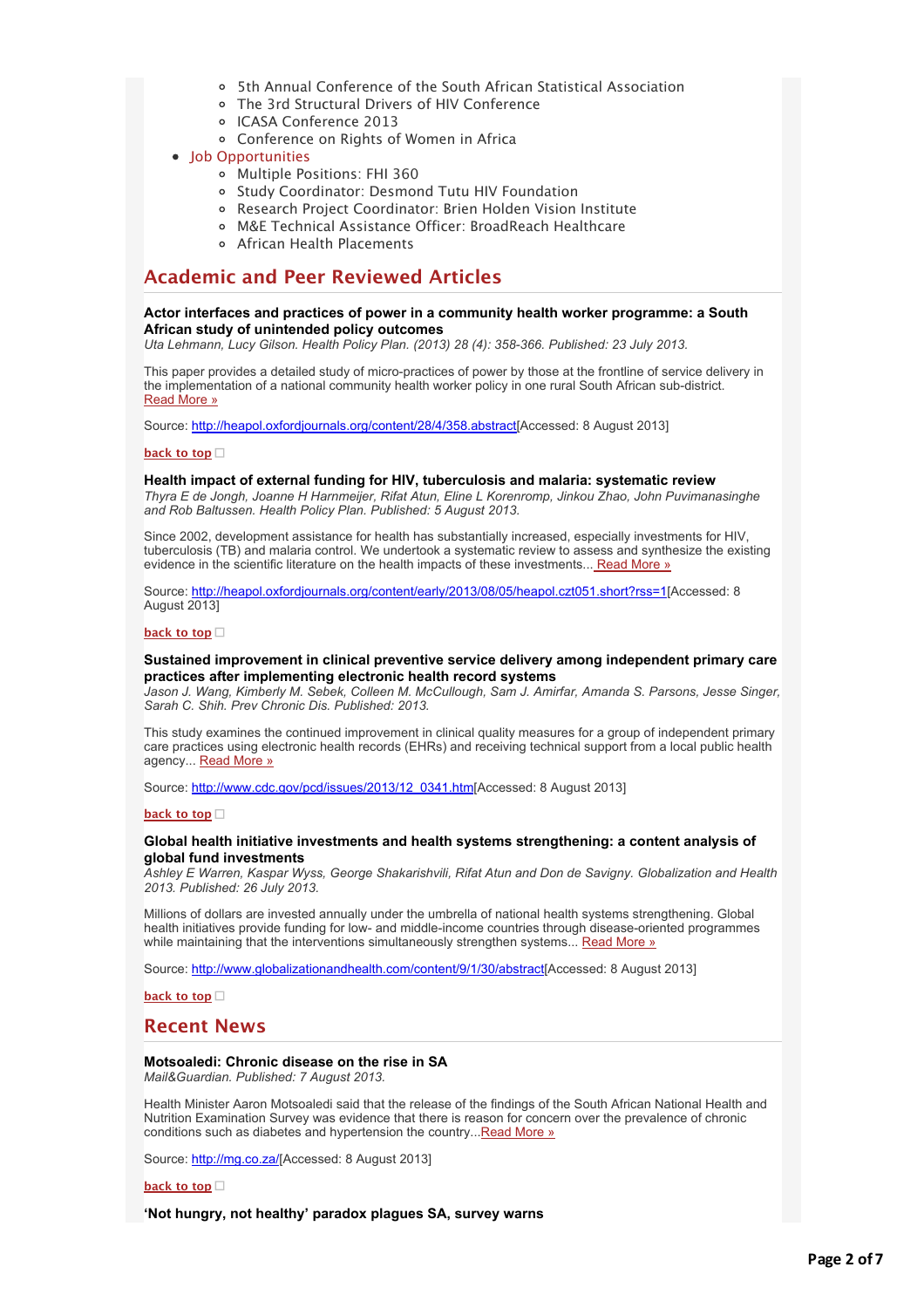- 5th Annual Conference of the South African Statistical Association
  - The 3rd Structural Drivers of HIV Conference
  - ICASA Conference 2013
  - Conference on Rights of Women in Africa
- Job Opportunities
  - Multiple Positions: FHI 360
  - Study Coordinator: Desmond Tutu HIV Foundation
  - Research Project Coordinator: Brien Holden Vision Institute
  - M&E Technical Assistance Officer: BroadReach Healthcare
  - African Health Placements

## Academic and Peer Reviewed Articles

**Actor interfaces and practices of power in a community health worker programme: a South African study of unintended policy outcomes**
*Uta Lehmann, Lucy Gilson. Health Policy Plan. (2013) 28 (4): 358-366. Published: 23 July 2013.*

This paper provides a detailed study of micro-practices of power by those at the frontline of service delivery in the implementation of a national community health worker policy in one rural South African sub-district.
Read More »

Source: http://heapol.oxfordjournals.org/content/28/4/358.abstract[Accessed: 8 August 2013]

**back to top**

**Health impact of external funding for HIV, tuberculosis and malaria: systematic review**
*Thyra E de Jongh, Joanne H Harnmeijer, Rifat Atun, Eline L Korenromp, Jinkou Zhao, John Puvimanasinghe and Rob Baltussen. Health Policy Plan. Published: 5 August 2013.*

Since 2002, development assistance for health has substantially increased, especially investments for HIV, tuberculosis (TB) and malaria control. We undertook a systematic review to assess and synthesize the existing evidence in the scientific literature on the health impacts of these investments... Read More »

Source: http://heapol.oxfordjournals.org/content/early/2013/08/05/heapol.czt051.short?rss=1[Accessed: 8 August 2013]

**back to top**

**Sustained improvement in clinical preventive service delivery among independent primary care practices after implementing electronic health record systems**
*Jason J. Wang, Kimberly M. Sebek, Colleen M. McCullough, Sam J. Amirfar, Amanda S. Parsons, Jesse Singer, Sarah C. Shih. Prev Chronic Dis. Published: 2013.*

This study examines the continued improvement in clinical quality measures for a group of independent primary care practices using electronic health records (EHRs) and receiving technical support from a local public health agency... Read More »

Source: http://www.cdc.gov/pcd/issues/2013/12_0341.htm[Accessed: 8 August 2013]

**back to top**

**Global health initiative investments and health systems strengthening: a content analysis of global fund investments**
*Ashley E Warren, Kaspar Wyss, George Shakarishvili, Rifat Atun and Don de Savigny. Globalization and Health 2013. Published: 26 July 2013.*

Millions of dollars are invested annually under the umbrella of national health systems strengthening. Global health initiatives provide funding for low- and middle-income countries through disease-oriented programmes while maintaining that the interventions simultaneously strengthen systems... Read More »

Source: http://www.globalizationandhealth.com/content/9/1/30/abstract[Accessed: 8 August 2013]

**back to top**

## Recent News

**Motsoaledi: Chronic disease on the rise in SA**
*Mail&Guardian. Published: 7 August 2013.*

Health Minister Aaron Motsoaledi said that the release of the findings of the South African National Health and Nutrition Examination Survey was evidence that there is reason for concern over the prevalence of chronic conditions such as diabetes and hypertension the country...Read More »

Source: http://mg.co.za/[Accessed: 8 August 2013]

**back to top**

**'Not hungry, not healthy' paradox plagues SA, survey warns**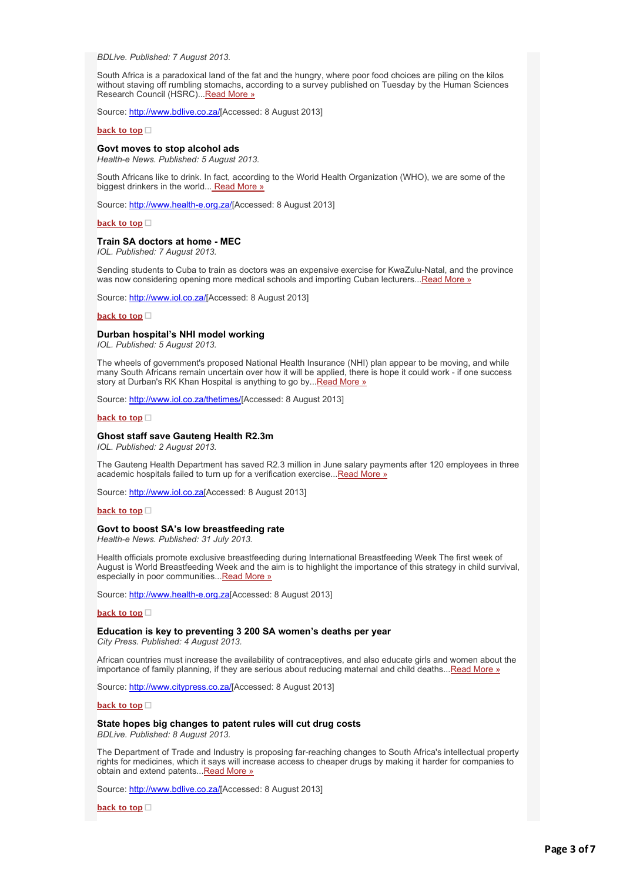*BDLive. Published: 7 August 2013.*

South Africa is a paradoxical land of the fat and the hungry, where poor food choices are piling on the kilos without staving off rumbling stomachs, according to a survey published on Tuesday by the Human Sciences Research Council (HSRC)...Read More »

Source: http://www.bdlive.co.za/[Accessed: 8 August 2013]

back to top

### Govt moves to stop alcohol ads

*Health-e News. Published: 5 August 2013.*

South Africans like to drink. In fact, according to the World Health Organization (WHO), we are some of the biggest drinkers in the world... Read More »

Source: http://www.health-e.org.za/[Accessed: 8 August 2013]

back to top

### Train SA doctors at home - MEC

*IOL. Published: 7 August 2013.*

Sending students to Cuba to train as doctors was an expensive exercise for KwaZulu-Natal, and the province was now considering opening more medical schools and importing Cuban lecturers...Read More »

Source: http://www.iol.co.za/[Accessed: 8 August 2013]

back to top

### Durban hospital's NHI model working

*IOL. Published: 5 August 2013.*

The wheels of government's proposed National Health Insurance (NHI) plan appear to be moving, and while many South Africans remain uncertain over how it will be applied, there is hope it could work - if one success story at Durban's RK Khan Hospital is anything to go by...Read More »

Source: http://www.iol.co.za/thetimes/[Accessed: 8 August 2013]

back to top

### Ghost staff save Gauteng Health R2.3m

*IOL. Published: 2 August 2013.*

The Gauteng Health Department has saved R2.3 million in June salary payments after 120 employees in three academic hospitals failed to turn up for a verification exercise...Read More »

Source: http://www.iol.co.za[Accessed: 8 August 2013]

back to top

### Govt to boost SA's low breastfeeding rate

*Health-e News. Published: 31 July 2013.*

Health officials promote exclusive breastfeeding during International Breastfeeding Week The first week of August is World Breastfeeding Week and the aim is to highlight the importance of this strategy in child survival, especially in poor communities...Read More »

Source: http://www.health-e.org.za[Accessed: 8 August 2013]

back to top

### Education is key to preventing 3 200 SA women's deaths per year

*City Press. Published: 4 August 2013.*

African countries must increase the availability of contraceptives, and also educate girls and women about the importance of family planning, if they are serious about reducing maternal and child deaths...Read More »

Source: http://www.citypress.co.za/[Accessed: 8 August 2013]

back to top

### State hopes big changes to patent rules will cut drug costs

*BDLive. Published: 8 August 2013.*

The Department of Trade and Industry is proposing far-reaching changes to South Africa's intellectual property rights for medicines, which it says will increase access to cheaper drugs by making it harder for companies to obtain and extend patents...Read More »

Source: http://www.bdlive.co.za/[Accessed: 8 August 2013]

back to top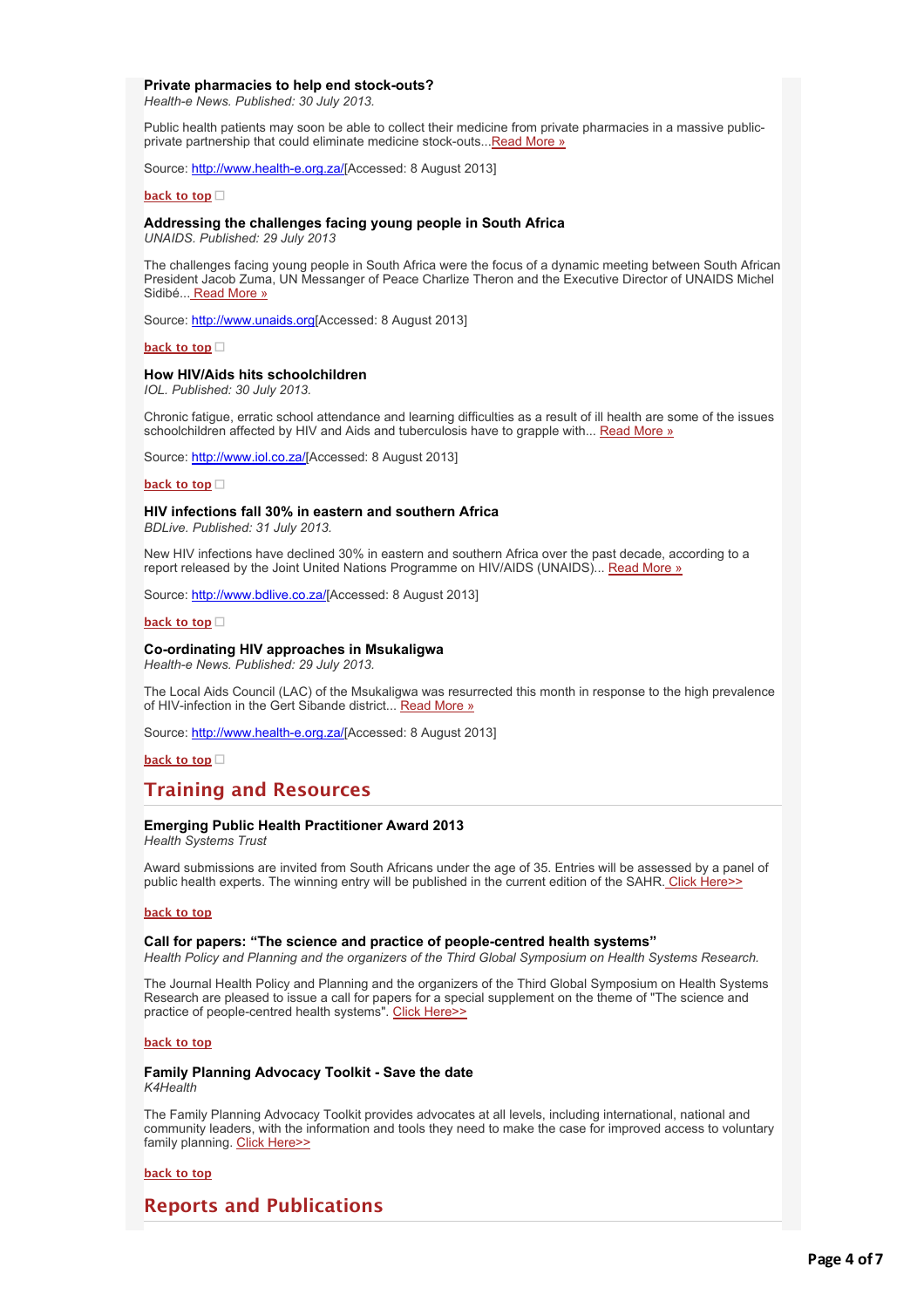**Private pharmacies to help end stock-outs?**
*Health-e News. Published: 30 July 2013.*

Public health patients may soon be able to collect their medicine from private pharmacies in a massive public-private partnership that could eliminate medicine stock-outs...Read More »

Source: http://www.health-e.org.za/[Accessed: 8 August 2013]

back to top

**Addressing the challenges facing young people in South Africa**
*UNAIDS. Published: 29 July 2013*

The challenges facing young people in South Africa were the focus of a dynamic meeting between South African President Jacob Zuma, UN Messanger of Peace Charlize Theron and the Executive Director of UNAIDS Michel Sidibé... Read More »

Source: http://www.unaids.org[Accessed: 8 August 2013]

back to top

**How HIV/Aids hits schoolchildren**
*IOL. Published: 30 July 2013.*

Chronic fatigue, erratic school attendance and learning difficulties as a result of ill health are some of the issues schoolchildren affected by HIV and Aids and tuberculosis have to grapple with... Read More »

Source: http://www.iol.co.za/[Accessed: 8 August 2013]

back to top

**HIV infections fall 30% in eastern and southern Africa**
*BDLive. Published: 31 July 2013.*

New HIV infections have declined 30% in eastern and southern Africa over the past decade, according to a report released by the Joint United Nations Programme on HIV/AIDS (UNAIDS)... Read More »

Source: http://www.bdlive.co.za/[Accessed: 8 August 2013]

back to top

**Co-ordinating HIV approaches in Msukaligwa**
*Health-e News. Published: 29 July 2013.*

The Local Aids Council (LAC) of the Msukaligwa was resurrected this month in response to the high prevalence of HIV-infection in the Gert Sibande district... Read More »

Source: http://www.health-e.org.za/[Accessed: 8 August 2013]

back to top

## Training and Resources

**Emerging Public Health Practitioner Award 2013**
*Health Systems Trust*

Award submissions are invited from South Africans under the age of 35. Entries will be assessed by a panel of public health experts. The winning entry will be published in the current edition of the SAHR. Click Here>>

back to top

**Call for papers: "The science and practice of people-centred health systems"**
*Health Policy and Planning and the organizers of the Third Global Symposium on Health Systems Research.*

The Journal Health Policy and Planning and the organizers of the Third Global Symposium on Health Systems Research are pleased to issue a call for papers for a special supplement on the theme of "The science and practice of people-centred health systems". Click Here>>

back to top

**Family Planning Advocacy Toolkit - Save the date**
*K4Health*

The Family Planning Advocacy Toolkit provides advocates at all levels, including international, national and community leaders, with the information and tools they need to make the case for improved access to voluntary family planning. Click Here>>

back to top

## Reports and Publications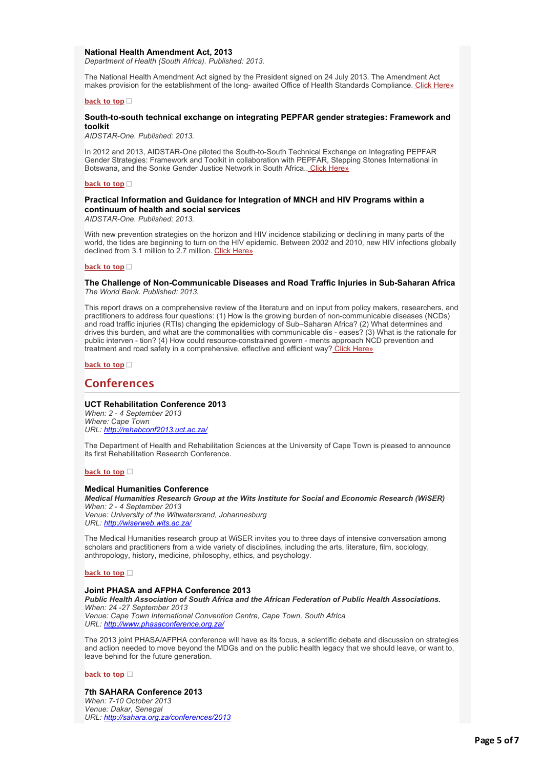**National Health Amendment Act, 2013**
*Department of Health (South Africa). Published: 2013.*

The National Health Amendment Act signed by the President signed on 24 July 2013. The Amendment Act makes provision for the establishment of the long- awaited Office of Health Standards Compliance. Click Here»

back to top

**South-to-south technical exchange on integrating PEPFAR gender strategies: Framework and toolkit**
*AIDSTAR-One. Published: 2013.*

In 2012 and 2013, AIDSTAR-One piloted the South-to-South Technical Exchange on Integrating PEPFAR Gender Strategies: Framework and Toolkit in collaboration with PEPFAR, Stepping Stones International in Botswana, and the Sonke Gender Justice Network in South Africa.. Click Here»

back to top

**Practical Information and Guidance for Integration of MNCH and HIV Programs within a continuum of health and social services**
*AIDSTAR-One. Published: 2013.*

With new prevention strategies on the horizon and HIV incidence stabilizing or declining in many parts of the world, the tides are beginning to turn on the HIV epidemic. Between 2002 and 2010, new HIV infections globally declined from 3.1 million to 2.7 million. Click Here»

back to top

**The Challenge of Non-Communicable Diseases and Road Traffic Injuries in Sub-Saharan Africa**
*The World Bank. Published: 2013.*

This report draws on a comprehensive review of the literature and on input from policy makers, researchers, and practitioners to address four questions: (1) How is the growing burden of non-communicable diseases (NCDs) and road traffic injuries (RTIs) changing the epidemiology of Sub–Saharan Africa? (2) What determines and drives this burden, and what are the commonalities with communicable dis - eases? (3) What is the rationale for public interven - tion? (4) How could resource-constrained govern - ments approach NCD prevention and treatment and road safety in a comprehensive, effective and efficient way? Click Here»

back to top

## Conferences

**UCT Rehabilitation Conference 2013**
*When: 2 - 4 September 2013*
*Where: Cape Town*
*URL: http://rehabconf2013.uct.ac.za/*

The Department of Health and Rehabilitation Sciences at the University of Cape Town is pleased to announce its first Rehabilitation Research Conference.

back to top

**Medical Humanities Conference**
***Medical Humanities Research Group at the Wits Institute for Social and Economic Research (WiSER)***
*When: 2 - 4 September 2013*
*Venue: University of the Witwatersrand, Johannesburg*
*URL: http://wiserweb.wits.ac.za/*

The Medical Humanities research group at WiSER invites you to three days of intensive conversation among scholars and practitioners from a wide variety of disciplines, including the arts, literature, film, sociology, anthropology, history, medicine, philosophy, ethics, and psychology.

back to top

**Joint PHASA and AFPHA Conference 2013**
***Public Health Association of South Africa and the African Federation of Public Health Associations.***
*When: 24 -27 September 2013*
*Venue: Cape Town International Convention Centre, Cape Town, South Africa*
*URL: http://www.phasaconference.org.za/*

The 2013 joint PHASA/AFPHA conference will have as its focus, a scientific debate and discussion on strategies and action needed to move beyond the MDGs and on the public health legacy that we should leave, or want to, leave behind for the future generation.

back to top

**7th SAHARA Conference 2013**
*When: 7-10 October 2013*
*Venue: Dakar, Senegal*
*URL: http://sahara.org.za/conferences/2013*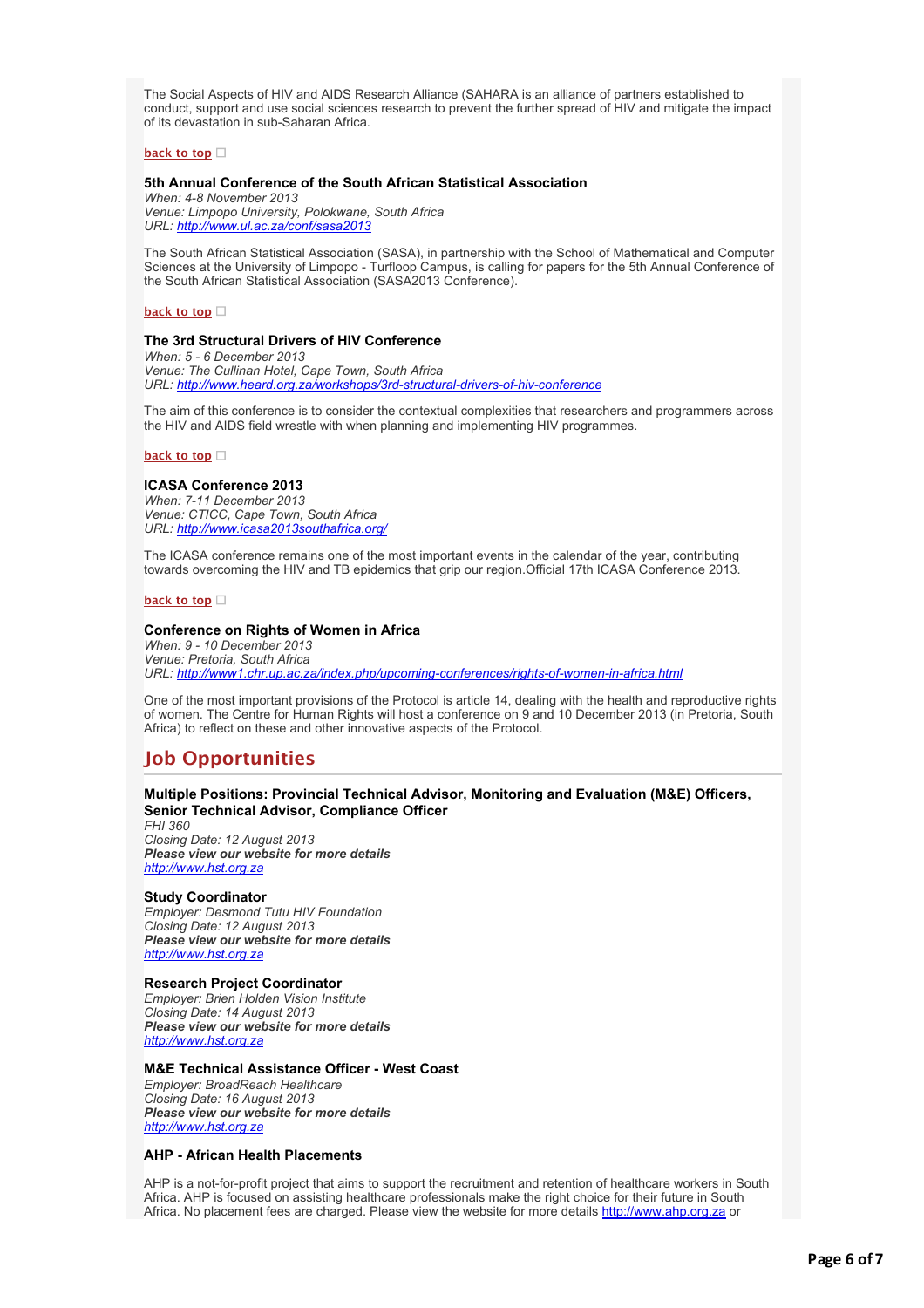The Social Aspects of HIV and AIDS Research Alliance (SAHARA is an alliance of partners established to conduct, support and use social sciences research to prevent the further spread of HIV and mitigate the impact of its devastation in sub-Saharan Africa.

**back to top**

### 5th Annual Conference of the South African Statistical Association

*When: 4-8 November 2013*
*Venue: Limpopo University, Polokwane, South Africa*
*URL: http://www.ul.ac.za/conf/sasa2013*

The South African Statistical Association (SASA), in partnership with the School of Mathematical and Computer Sciences at the University of Limpopo - Turfloop Campus, is calling for papers for the 5th Annual Conference of the South African Statistical Association (SASA2013 Conference).

**back to top**

### The 3rd Structural Drivers of HIV Conference

*When: 5 - 6 December 2013*
*Venue: The Cullinan Hotel, Cape Town, South Africa*
*URL: http://www.heard.org.za/workshops/3rd-structural-drivers-of-hiv-conference*

The aim of this conference is to consider the contextual complexities that researchers and programmers across the HIV and AIDS field wrestle with when planning and implementing HIV programmes.

**back to top**

### ICASA Conference 2013

*When: 7-11 December 2013*
*Venue: CTICC, Cape Town, South Africa*
*URL: http://www.icasa2013southafrica.org/*

The ICASA conference remains one of the most important events in the calendar of the year, contributing towards overcoming the HIV and TB epidemics that grip our region.Official 17th ICASA Conference 2013.

**back to top**

### Conference on Rights of Women in Africa

*When: 9 - 10 December 2013*
*Venue: Pretoria, South Africa*
*URL: http://www1.chr.up.ac.za/index.php/upcoming-conferences/rights-of-women-in-africa.html*

One of the most important provisions of the Protocol is article 14, dealing with the health and reproductive rights of women. The Centre for Human Rights will host a conference on 9 and 10 December 2013 (in Pretoria, South Africa) to reflect on these and other innovative aspects of the Protocol.

## Job Opportunities

### Multiple Positions: Provincial Technical Advisor, Monitoring and Evaluation (M&E) Officers, Senior Technical Advisor, Compliance Officer

*FHI 360*
*Closing Date: 12 August 2013*
***Please view our website for more details***
http://www.hst.org.za

### Study Coordinator

*Employer: Desmond Tutu HIV Foundation*
*Closing Date: 12 August 2013*
***Please view our website for more details***
http://www.hst.org.za

### Research Project Coordinator

*Employer: Brien Holden Vision Institute*
*Closing Date: 14 August 2013*
***Please view our website for more details***
http://www.hst.org.za

### M&E Technical Assistance Officer - West Coast

*Employer: BroadReach Healthcare*
*Closing Date: 16 August 2013*
***Please view our website for more details***
http://www.hst.org.za

### AHP - African Health Placements

AHP is a not-for-profit project that aims to support the recruitment and retention of healthcare workers in South Africa. AHP is focused on assisting healthcare professionals make the right choice for their future in South Africa. No placement fees are charged. Please view the website for more details http://www.ahp.org.za or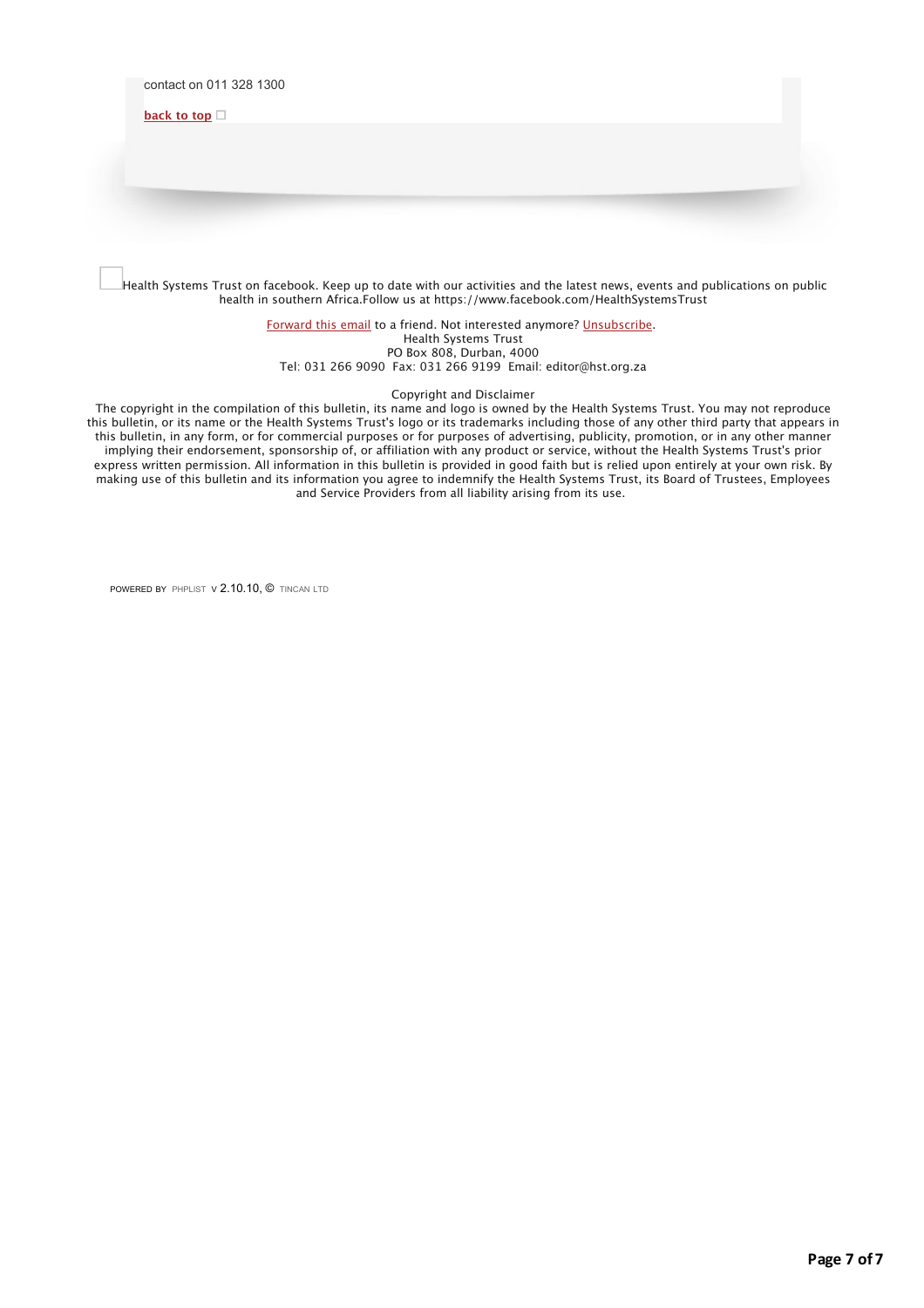contact on 011 328 1300

back to top

Health Systems Trust on facebook. Keep up to date with our activities and the latest news, events and publications on public health in southern Africa.Follow us at https://www.facebook.com/HealthSystemsTrust

Forward this email to a friend. Not interested anymore? Unsubscribe.
Health Systems Trust
PO Box 808, Durban, 4000
Tel: 031 266 9090  Fax: 031 266 9199  Email: editor@hst.org.za

Copyright and Disclaimer
The copyright in the compilation of this bulletin, its name and logo is owned by the Health Systems Trust. You may not reproduce this bulletin, or its name or the Health Systems Trust's logo or its trademarks including those of any other third party that appears in this bulletin, in any form, or for commercial purposes or for purposes of advertising, publicity, promotion, or in any other manner implying their endorsement, sponsorship of, or affiliation with any product or service, without the Health Systems Trust's prior express written permission. All information in this bulletin is provided in good faith but is relied upon entirely at your own risk. By making use of this bulletin and its information you agree to indemnify the Health Systems Trust, its Board of Trustees, Employees and Service Providers from all liability arising from its use.

POWERED BY PHPLIST v 2.10.10, © TINCAN LTD